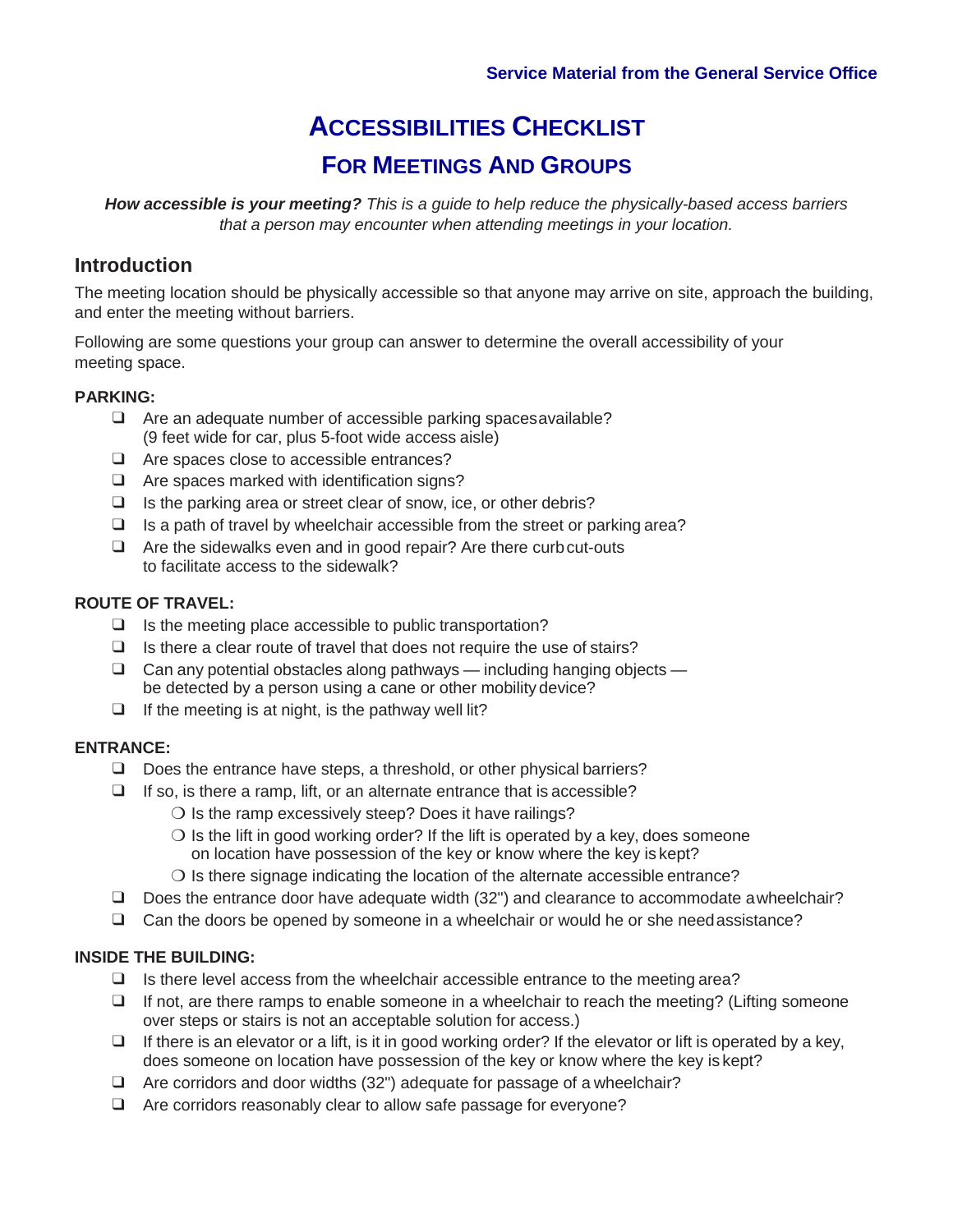**Service Material from the General Service Office**

# ACCESSIBILITIES CHECKLIST

## FOR MEETINGS AND GROUPS

***How accessible is your meeting?*** *This is a guide to help reduce the physically-based access barriers that a person may encounter when attending meetings in your location.*

## Introduction

The meeting location should be physically accessible so that anyone may arrive on site, approach the building, and enter the meeting without barriers.

Following are some questions your group can answer to determine the overall accessibility of your meeting space.

**PARKING:**

- ❑ Are an adequate number of accessible parking spaces available? (9 feet wide for car, plus 5-foot wide access aisle)
- ❑ Are spaces close to accessible entrances?
- ❑ Are spaces marked with identification signs?
- ❑ Is the parking area or street clear of snow, ice, or other debris?
- ❑ Is a path of travel by wheelchair accessible from the street or parking area?
- ❑ Are the sidewalks even and in good repair? Are there curb cut-outs to facilitate access to the sidewalk?

**ROUTE OF TRAVEL:**

- ❑ Is the meeting place accessible to public transportation?
- ❑ Is there a clear route of travel that does not require the use of stairs?
- ❑ Can any potential obstacles along pathways — including hanging objects — be detected by a person using a cane or other mobility device?
- ❑ If the meeting is at night, is the pathway well lit?

**ENTRANCE:**

- ❑ Does the entrance have steps, a threshold, or other physical barriers?
- ❑ If so, is there a ramp, lift, or an alternate entrance that is accessible?
  - ❍ Is the ramp excessively steep? Does it have railings?
  - ❍ Is the lift in good working order? If the lift is operated by a key, does someone on location have possession of the key or know where the key is kept?
  - ❍ Is there signage indicating the location of the alternate accessible entrance?
- ❑ Does the entrance door have adequate width (32") and clearance to accommodate a wheelchair?
- ❑ Can the doors be opened by someone in a wheelchair or would he or she need assistance?

**INSIDE THE BUILDING:**

- ❑ Is there level access from the wheelchair accessible entrance to the meeting area?
- ❑ If not, are there ramps to enable someone in a wheelchair to reach the meeting? (Lifting someone over steps or stairs is not an acceptable solution for access.)
- ❑ If there is an elevator or a lift, is it in good working order? If the elevator or lift is operated by a key, does someone on location have possession of the key or know where the key is kept?
- ❑ Are corridors and door widths (32") adequate for passage of a wheelchair?
- ❑ Are corridors reasonably clear to allow safe passage for everyone?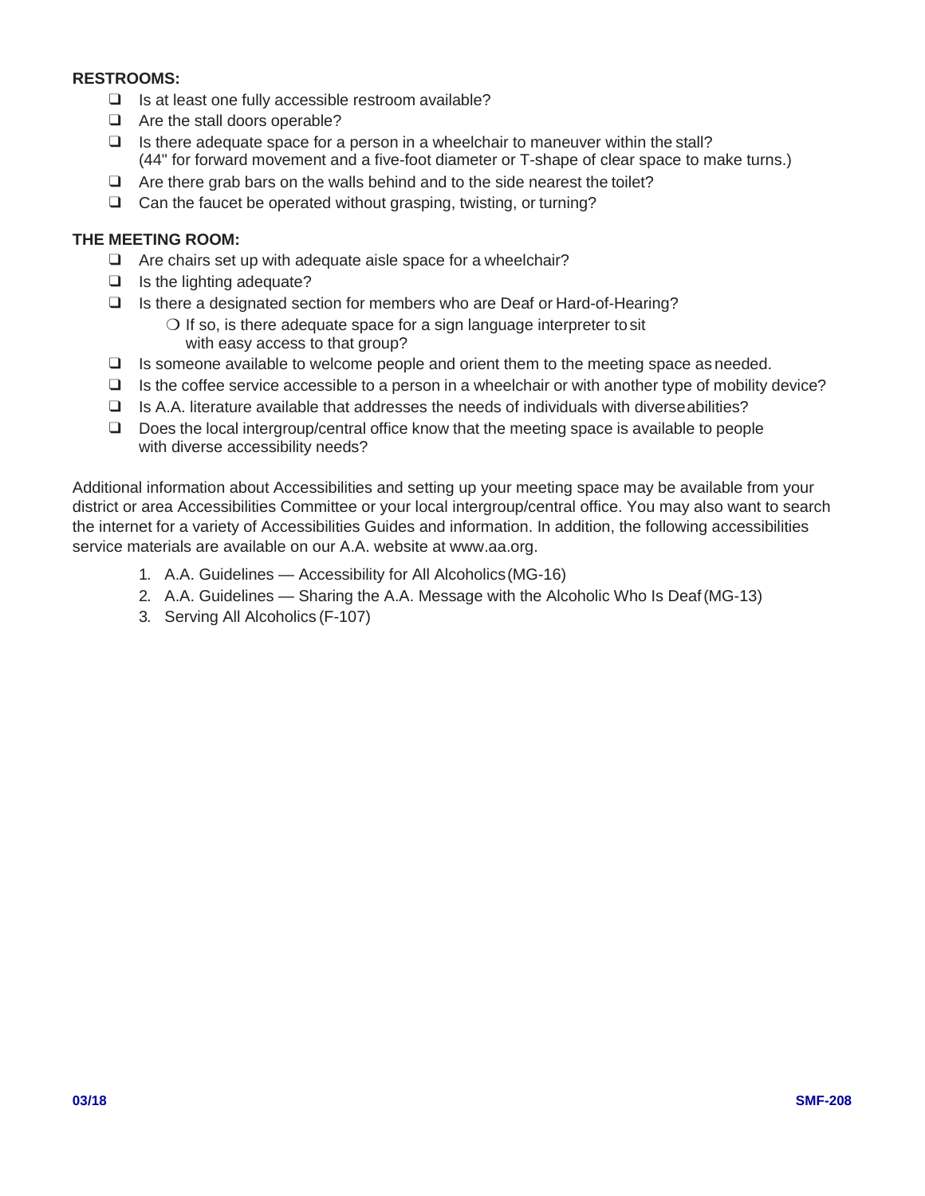**RESTROOMS:**

- ❑ Is at least one fully accessible restroom available?
- ❑ Are the stall doors operable?
- ❑ Is there adequate space for a person in a wheelchair to maneuver within the stall? (44" for forward movement and a five-foot diameter or T-shape of clear space to make turns.)
- ❑ Are there grab bars on the walls behind and to the side nearest the toilet?
- ❑ Can the faucet be operated without grasping, twisting, or turning?

**THE MEETING ROOM:**

- ❑ Are chairs set up with adequate aisle space for a wheelchair?
- ❑ Is the lighting adequate?
- ❑ Is there a designated section for members who are Deaf or Hard-of-Hearing?
  - ❍ If so, is there adequate space for a sign language interpreter to sit with easy access to that group?
- ❑ Is someone available to welcome people and orient them to the meeting space as needed.
- ❑ Is the coffee service accessible to a person in a wheelchair or with another type of mobility device?
- ❑ Is A.A. literature available that addresses the needs of individuals with diverse abilities?
- ❑ Does the local intergroup/central office know that the meeting space is available to people with diverse accessibility needs?

Additional information about Accessibilities and setting up your meeting space may be available from your district or area Accessibilities Committee or your local intergroup/central office. You may also want to search the internet for a variety of Accessibilities Guides and information. In addition, the following accessibilities service materials are available on our A.A. website at www.aa.org.

1. A.A. Guidelines — Accessibility for All Alcoholics (MG-16)
2. A.A. Guidelines — Sharing the A.A. Message with the Alcoholic Who Is Deaf (MG-13)
3. Serving All Alcoholics (F-107)

**03/18** **SMF-208**